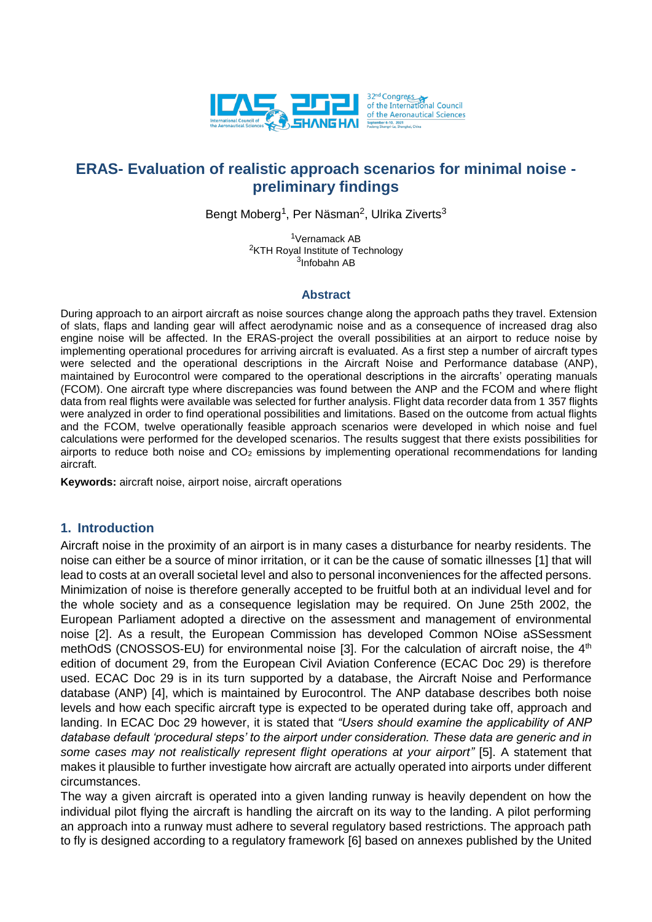# ERAS- Evaluation of realistic approach scenarios for minimal noise - preliminary findings

Bengt Moberg[1], Per Näsman[2], Ulrika Ziverts[3]

[1]Vernamack AB
[2]KTH Royal Institute of Technology
[3]Infobahn AB

## Abstract

During approach to an airport aircraft as noise sources change along the approach paths they travel. Extension of slats, flaps and landing gear will affect aerodynamic noise and as a consequence of increased drag also engine noise will be affected. In the ERAS-project the overall possibilities at an airport to reduce noise by implementing operational procedures for arriving aircraft is evaluated. As a first step a number of aircraft types were selected and the operational descriptions in the Aircraft Noise and Performance database (ANP), maintained by Eurocontrol were compared to the operational descriptions in the aircrafts' operating manuals (FCOM). One aircraft type where discrepancies was found between the ANP and the FCOM and where flight data from real flights were available was selected for further analysis. Flight data recorder data from 1 357 flights were analyzed in order to find operational possibilities and limitations. Based on the outcome from actual flights and the FCOM, twelve operationally feasible approach scenarios were developed in which noise and fuel calculations were performed for the developed scenarios. The results suggest that there exists possibilities for airports to reduce both noise and $CO_2$ emissions by implementing operational recommendations for landing aircraft.

**Keywords:** aircraft noise, airport noise, aircraft operations

## 1. Introduction

Aircraft noise in the proximity of an airport is in many cases a disturbance for nearby residents. The noise can either be a source of minor irritation, or it can be the cause of somatic illnesses [1] that will lead to costs at an overall societal level and also to personal inconveniences for the affected persons. Minimization of noise is therefore generally accepted to be fruitful both at an individual level and for the whole society and as a consequence legislation may be required. On June 25th 2002, the European Parliament adopted a directive on the assessment and management of environmental noise [2]. As a result, the European Commission has developed Common NOise aSSessment methOdS (CNOSSOS-EU) for environmental noise [3]. For the calculation of aircraft noise, the 4th edition of document 29, from the European Civil Aviation Conference (ECAC Doc 29) is therefore used. ECAC Doc 29 is in its turn supported by a database, the Aircraft Noise and Performance database (ANP) [4], which is maintained by Eurocontrol. The ANP database describes both noise levels and how each specific aircraft type is expected to be operated during take off, approach and landing. In ECAC Doc 29 however, it is stated that *"Users should examine the applicability of ANP database default 'procedural steps' to the airport under consideration. These data are generic and in some cases may not realistically represent flight operations at your airport"* [5]. A statement that makes it plausible to further investigate how aircraft are actually operated into airports under different circumstances.

The way a given aircraft is operated into a given landing runway is heavily dependent on how the individual pilot flying the aircraft is handling the aircraft on its way to the landing. A pilot performing an approach into a runway must adhere to several regulatory based restrictions. The approach path to fly is designed according to a regulatory framework [6] based on annexes published by the United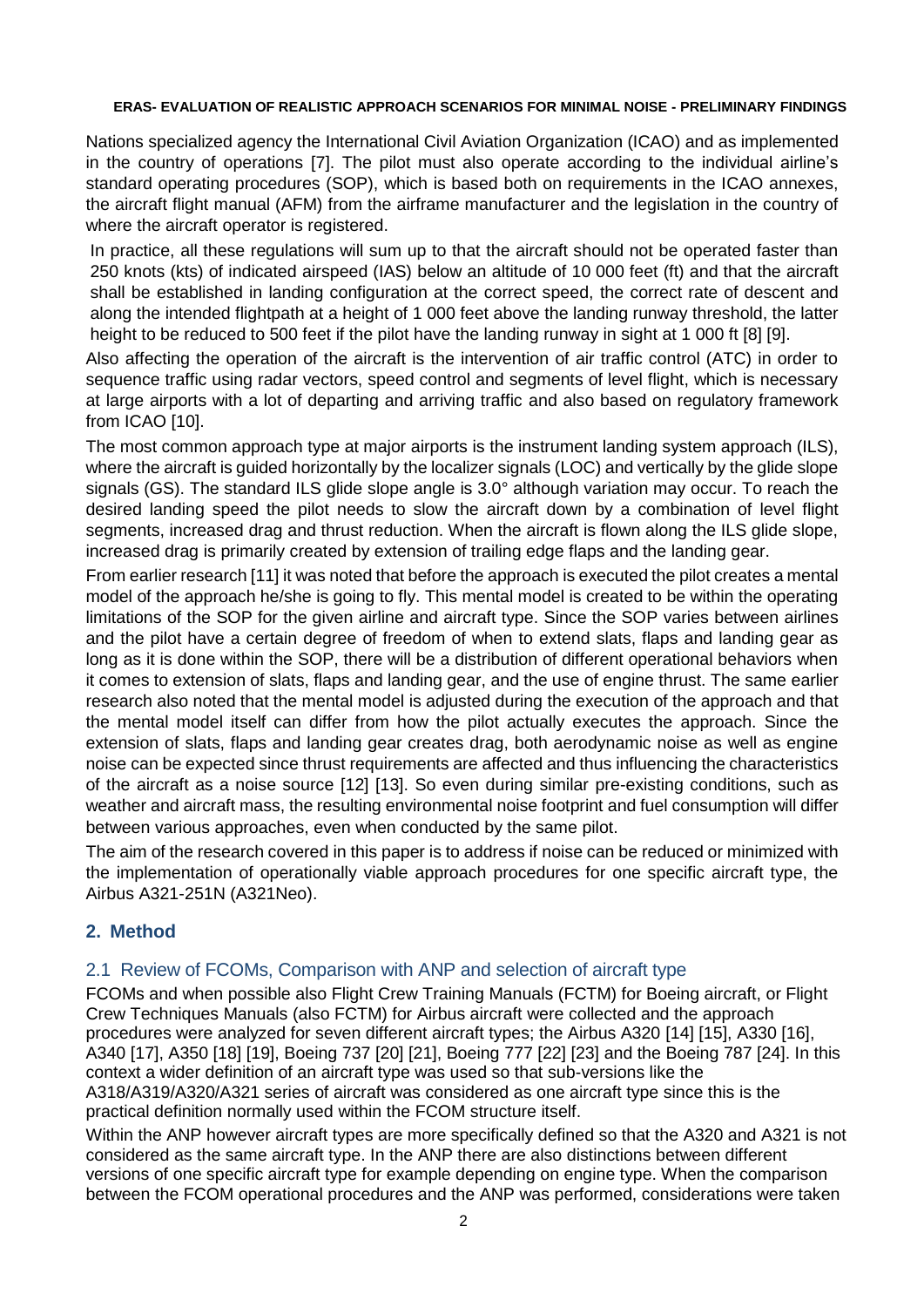Nations specialized agency the International Civil Aviation Organization (ICAO) and as implemented in the country of operations [7]. The pilot must also operate according to the individual airline's standard operating procedures (SOP), which is based both on requirements in the ICAO annexes, the aircraft flight manual (AFM) from the airframe manufacturer and the legislation in the country of where the aircraft operator is registered.

In practice, all these regulations will sum up to that the aircraft should not be operated faster than 250 knots (kts) of indicated airspeed (IAS) below an altitude of 10 000 feet (ft) and that the aircraft shall be established in landing configuration at the correct speed, the correct rate of descent and along the intended flightpath at a height of 1 000 feet above the landing runway threshold, the latter height to be reduced to 500 feet if the pilot have the landing runway in sight at 1 000 ft [8] [9].

Also affecting the operation of the aircraft is the intervention of air traffic control (ATC) in order to sequence traffic using radar vectors, speed control and segments of level flight, which is necessary at large airports with a lot of departing and arriving traffic and also based on regulatory framework from ICAO [10].

The most common approach type at major airports is the instrument landing system approach (ILS), where the aircraft is guided horizontally by the localizer signals (LOC) and vertically by the glide slope signals (GS). The standard ILS glide slope angle is 3.0° although variation may occur. To reach the desired landing speed the pilot needs to slow the aircraft down by a combination of level flight segments, increased drag and thrust reduction. When the aircraft is flown along the ILS glide slope, increased drag is primarily created by extension of trailing edge flaps and the landing gear.

From earlier research [11] it was noted that before the approach is executed the pilot creates a mental model of the approach he/she is going to fly. This mental model is created to be within the operating limitations of the SOP for the given airline and aircraft type. Since the SOP varies between airlines and the pilot have a certain degree of freedom of when to extend slats, flaps and landing gear as long as it is done within the SOP, there will be a distribution of different operational behaviors when it comes to extension of slats, flaps and landing gear, and the use of engine thrust. The same earlier research also noted that the mental model is adjusted during the execution of the approach and that the mental model itself can differ from how the pilot actually executes the approach. Since the extension of slats, flaps and landing gear creates drag, both aerodynamic noise as well as engine noise can be expected since thrust requirements are affected and thus influencing the characteristics of the aircraft as a noise source [12] [13]. So even during similar pre-existing conditions, such as weather and aircraft mass, the resulting environmental noise footprint and fuel consumption will differ between various approaches, even when conducted by the same pilot.

The aim of the research covered in this paper is to address if noise can be reduced or minimized with the implementation of operationally viable approach procedures for one specific aircraft type, the Airbus A321-251N (A321Neo).

## 2. Method

### 2.1 Review of FCOMs, Comparison with ANP and selection of aircraft type

FCOMs and when possible also Flight Crew Training Manuals (FCTM) for Boeing aircraft, or Flight Crew Techniques Manuals (also FCTM) for Airbus aircraft were collected and the approach procedures were analyzed for seven different aircraft types; the Airbus A320 [14] [15], A330 [16], A340 [17], A350 [18] [19], Boeing 737 [20] [21], Boeing 777 [22] [23] and the Boeing 787 [24]. In this context a wider definition of an aircraft type was used so that sub-versions like the A318/A319/A320/A321 series of aircraft was considered as one aircraft type since this is the practical definition normally used within the FCOM structure itself.

Within the ANP however aircraft types are more specifically defined so that the A320 and A321 is not considered as the same aircraft type. In the ANP there are also distinctions between different versions of one specific aircraft type for example depending on engine type. When the comparison between the FCOM operational procedures and the ANP was performed, considerations were taken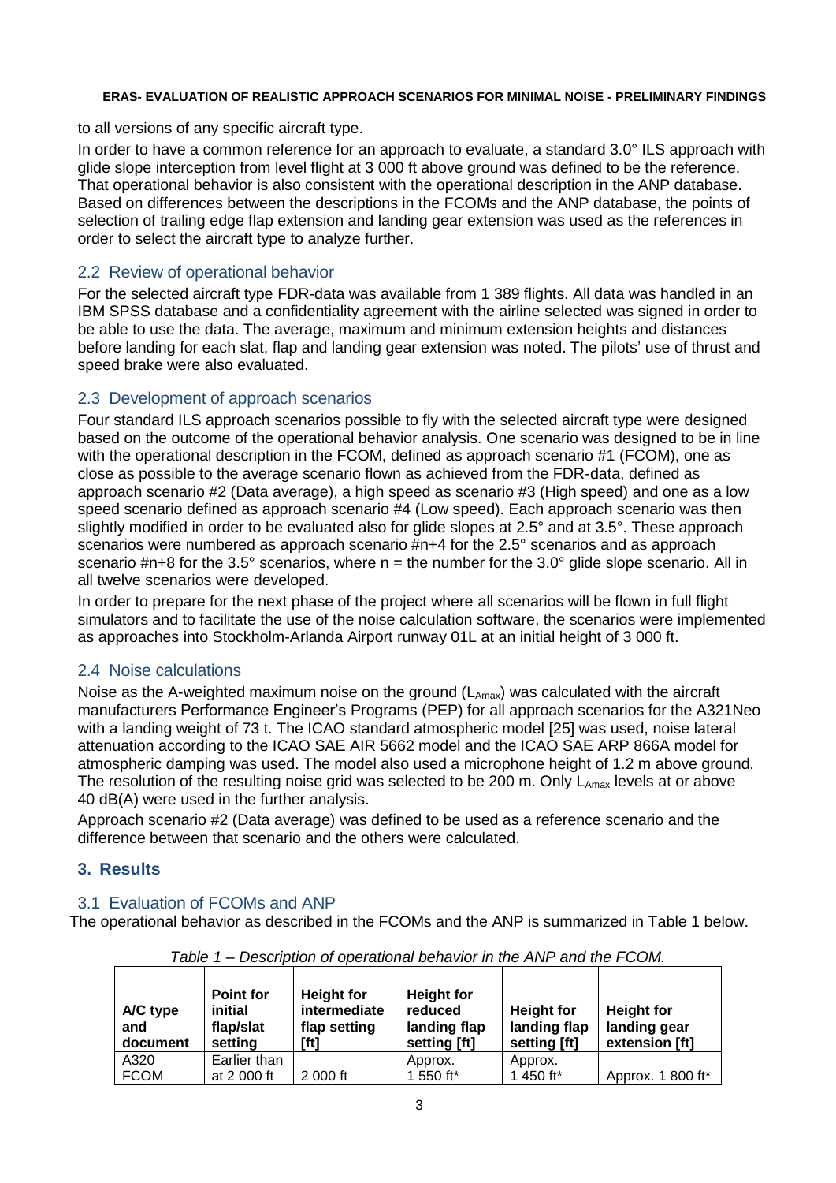to all versions of any specific aircraft type.

In order to have a common reference for an approach to evaluate, a standard 3.0° ILS approach with glide slope interception from level flight at 3 000 ft above ground was defined to be the reference. That operational behavior is also consistent with the operational description in the ANP database. Based on differences between the descriptions in the FCOMs and the ANP database, the points of selection of trailing edge flap extension and landing gear extension was used as the references in order to select the aircraft type to analyze further.

## 2.2 Review of operational behavior

For the selected aircraft type FDR-data was available from 1 389 flights. All data was handled in an IBM SPSS database and a confidentiality agreement with the airline selected was signed in order to be able to use the data. The average, maximum and minimum extension heights and distances before landing for each slat, flap and landing gear extension was noted. The pilots' use of thrust and speed brake were also evaluated.

## 2.3 Development of approach scenarios

Four standard ILS approach scenarios possible to fly with the selected aircraft type were designed based on the outcome of the operational behavior analysis. One scenario was designed to be in line with the operational description in the FCOM, defined as approach scenario #1 (FCOM), one as close as possible to the average scenario flown as achieved from the FDR-data, defined as approach scenario #2 (Data average), a high speed as scenario #3 (High speed) and one as a low speed scenario defined as approach scenario #4 (Low speed). Each approach scenario was then slightly modified in order to be evaluated also for glide slopes at 2.5° and at 3.5°. These approach scenarios were numbered as approach scenario #n+4 for the 2.5° scenarios and as approach scenario #n+8 for the 3.5° scenarios, where n = the number for the 3.0° glide slope scenario. All in all twelve scenarios were developed.

In order to prepare for the next phase of the project where all scenarios will be flown in full flight simulators and to facilitate the use of the noise calculation software, the scenarios were implemented as approaches into Stockholm-Arlanda Airport runway 01L at an initial height of 3 000 ft.

## 2.4 Noise calculations

Noise as the A-weighted maximum noise on the ground ($L_{Amax}$) was calculated with the aircraft manufacturers Performance Engineer's Programs (PEP) for all approach scenarios for the A321Neo with a landing weight of 73 t. The ICAO standard atmospheric model [25] was used, noise lateral attenuation according to the ICAO SAE AIR 5662 model and the ICAO SAE ARP 866A model for atmospheric damping was used. The model also used a microphone height of 1.2 m above ground. The resolution of the resulting noise grid was selected to be 200 m. Only $L_{Amax}$ levels at or above 40 dB(A) were used in the further analysis.

Approach scenario #2 (Data average) was defined to be used as a reference scenario and the difference between that scenario and the others were calculated.

# 3. Results

## 3.1 Evaluation of FCOMs and ANP

The operational behavior as described in the FCOMs and the ANP is summarized in Table 1 below.

*Table 1 – Description of operational behavior in the ANP and the FCOM.*

| A/C type and document | Point for initial flap/slat setting | Height for intermediate flap setting [ft] | Height for reduced landing flap setting [ft] | Height for landing flap setting [ft] | Height for landing gear extension [ft] |
|---|---|---|---|---|---|
| A320 FCOM | Earlier than at 2 000 ft | 2 000 ft | Approx. 1 550 ft* | Approx. 1 450 ft* | Approx. 1 800 ft* |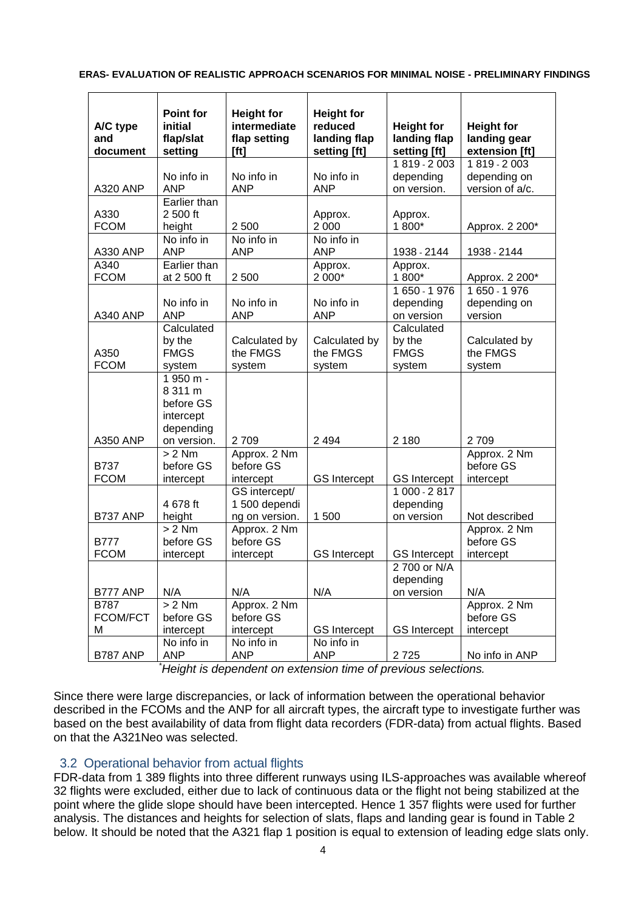| A/C type and document | Point for initial flap/slat setting | Height for intermediate flap setting [ft] | Height for reduced landing flap setting [ft] | Height for landing flap setting [ft] | Height for landing gear extension [ft] |
|---|---|---|---|---|---|
| A320 ANP | No info in ANP | No info in ANP | No info in ANP | 1 819 - 2 003 depending on version. | 1 819 - 2 003 depending on version of a/c. |
| A330 FCOM | Earlier than 2 500 ft height | 2 500 | Approx. 2 000 | Approx. 1 800* | Approx. 2 200* |
| A330 ANP | No info in ANP | No info in ANP | No info in ANP | 1938 - 2144 | 1938 - 2144 |
| A340 FCOM | Earlier than at 2 500 ft | 2 500 | Approx. 2 000* | Approx. 1 800* | Approx. 2 200* |
| A340 ANP | No info in ANP | No info in ANP | No info in ANP | 1 650 - 1 976 depending on version | 1 650 - 1 976 depending on version |
| A350 FCOM | Calculated by the FMGS system | Calculated by the FMGS system | Calculated by the FMGS system | Calculated by the FMGS system | Calculated by the FMGS system |
| A350 ANP | 1 950 m - 8 311 m before GS intercept depending on version. | 2 709 | 2 494 | 2 180 | 2 709 |
| B737 FCOM | > 2 Nm before GS intercept | Approx. 2 Nm before GS intercept | GS Intercept | GS Intercept | Approx. 2 Nm before GS intercept |
| B737 ANP | 4 678 ft height | GS intercept/ 1 500 depending on version. | 1 500 | 1 000 - 2 817 depending on version | Not described |
| B777 FCOM | > 2 Nm before GS intercept | Approx. 2 Nm before GS intercept | GS Intercept | GS Intercept | Approx. 2 Nm before GS intercept |
| B777 ANP | N/A | N/A | N/A | 2 700 or N/A depending on version | N/A |
| B787 FCOM/FCTM | > 2 Nm before GS intercept | Approx. 2 Nm before GS intercept | GS Intercept | GS Intercept | Approx. 2 Nm before GS intercept |
| B787 ANP | No info in ANP | No info in ANP | No info in ANP | 2 725 | No info in ANP |

*Height is dependent on extension time of previous selections.*

Since there were large discrepancies, or lack of information between the operational behavior described in the FCOMs and the ANP for all aircraft types, the aircraft type to investigate further was based on the best availability of data from flight data recorders (FDR-data) from actual flights. Based on that the A321Neo was selected.

## 3.2 Operational behavior from actual flights

FDR-data from 1 389 flights into three different runways using ILS-approaches was available whereof 32 flights were excluded, either due to lack of continuous data or the flight not being stabilized at the point where the glide slope should have been intercepted. Hence 1 357 flights were used for further analysis. The distances and heights for selection of slats, flaps and landing gear is found in Table 2 below. It should be noted that the A321 flap 1 position is equal to extension of leading edge slats only.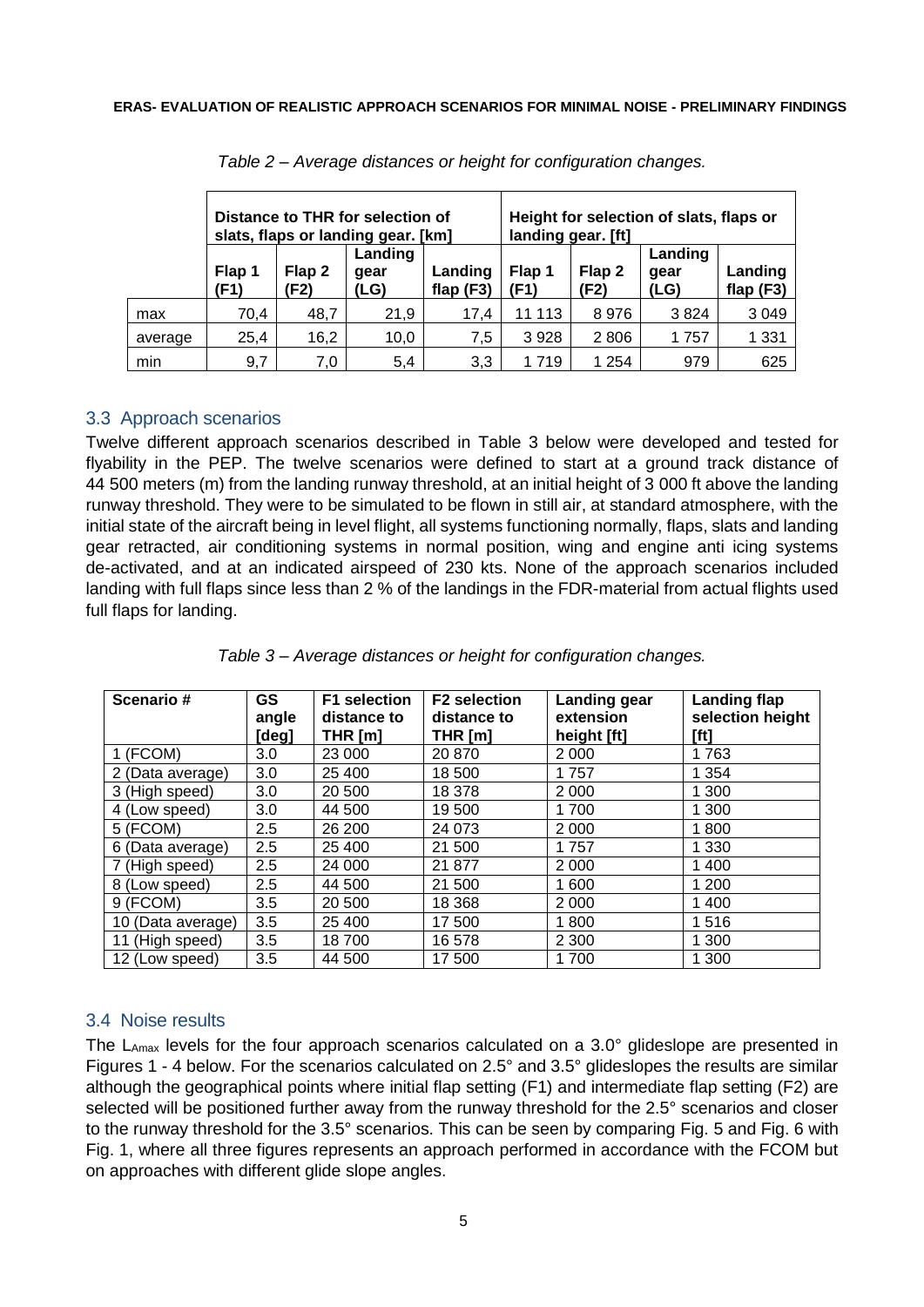*Table 2 – Average distances or height for configuration changes.*

| | Distance to THR for selection of slats, flaps or landing gear. [km] | | | | Height for selection of slats, flaps or landing gear. [ft] | | | |
|---|---|---|---|---|---|---|---|---|
| | Flap 1 (F1) | Flap 2 (F2) | Landing gear (LG) | Landing flap (F3) | Flap 1 (F1) | Flap 2 (F2) | Landing gear (LG) | Landing flap (F3) |
| max | 70,4 | 48,7 | 21,9 | 17,4 | 11 113 | 8 976 | 3 824 | 3 049 |
| average | 25,4 | 16,2 | 10,0 | 7,5 | 3 928 | 2 806 | 1 757 | 1 331 |
| min | 9,7 | 7,0 | 5,4 | 3,3 | 1 719 | 1 254 | 979 | 625 |

## 3.3 Approach scenarios

Twelve different approach scenarios described in Table 3 below were developed and tested for flyability in the PEP. The twelve scenarios were defined to start at a ground track distance of 44 500 meters (m) from the landing runway threshold, at an initial height of 3 000 ft above the landing runway threshold. They were to be simulated to be flown in still air, at standard atmosphere, with the initial state of the aircraft being in level flight, all systems functioning normally, flaps, slats and landing gear retracted, air conditioning systems in normal position, wing and engine anti icing systems de-activated, and at an indicated airspeed of 230 kts. None of the approach scenarios included landing with full flaps since less than 2 % of the landings in the FDR-material from actual flights used full flaps for landing.

*Table 3 – Average distances or height for configuration changes.*

| Scenario # | GS angle [deg] | F1 selection distance to THR [m] | F2 selection distance to THR [m] | Landing gear extension height [ft] | Landing flap selection height [ft] |
|---|---|---|---|---|---|
| 1 (FCOM) | 3.0 | 23 000 | 20 870 | 2 000 | 1 763 |
| 2 (Data average) | 3.0 | 25 400 | 18 500 | 1 757 | 1 354 |
| 3 (High speed) | 3.0 | 20 500 | 18 378 | 2 000 | 1 300 |
| 4 (Low speed) | 3.0 | 44 500 | 19 500 | 1 700 | 1 300 |
| 5 (FCOM) | 2.5 | 26 200 | 24 073 | 2 000 | 1 800 |
| 6 (Data average) | 2.5 | 25 400 | 21 500 | 1 757 | 1 330 |
| 7 (High speed) | 2.5 | 24 000 | 21 877 | 2 000 | 1 400 |
| 8 (Low speed) | 2.5 | 44 500 | 21 500 | 1 600 | 1 200 |
| 9 (FCOM) | 3.5 | 20 500 | 18 368 | 2 000 | 1 400 |
| 10 (Data average) | 3.5 | 25 400 | 17 500 | 1 800 | 1 516 |
| 11 (High speed) | 3.5 | 18 700 | 16 578 | 2 300 | 1 300 |
| 12 (Low speed) | 3.5 | 44 500 | 17 500 | 1 700 | 1 300 |

## 3.4 Noise results

The $L_{Amax}$ levels for the four approach scenarios calculated on a 3.0° glideslope are presented in Figures 1 - 4 below. For the scenarios calculated on 2.5° and 3.5° glideslopes the results are similar although the geographical points where initial flap setting (F1) and intermediate flap setting (F2) are selected will be positioned further away from the runway threshold for the 2.5° scenarios and closer to the runway threshold for the 3.5° scenarios. This can be seen by comparing Fig. 5 and Fig. 6 with Fig. 1, where all three figures represents an approach performed in accordance with the FCOM but on approaches with different glide slope angles.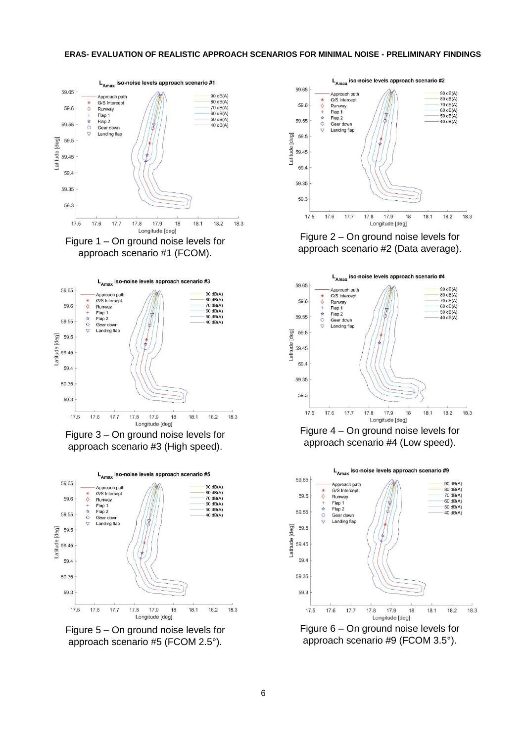Figure 1 – On ground noise levels for approach scenario #1 (FCOM).

Figure 2 – On ground noise levels for approach scenario #2 (Data average).

Figure 3 – On ground noise levels for approach scenario #3 (High speed).

Figure 4 – On ground noise levels for approach scenario #4 (Low speed).

Figure 5 – On ground noise levels for approach scenario #5 (FCOM 2.5°).

Figure 6 – On ground noise levels for approach scenario #9 (FCOM 3.5°).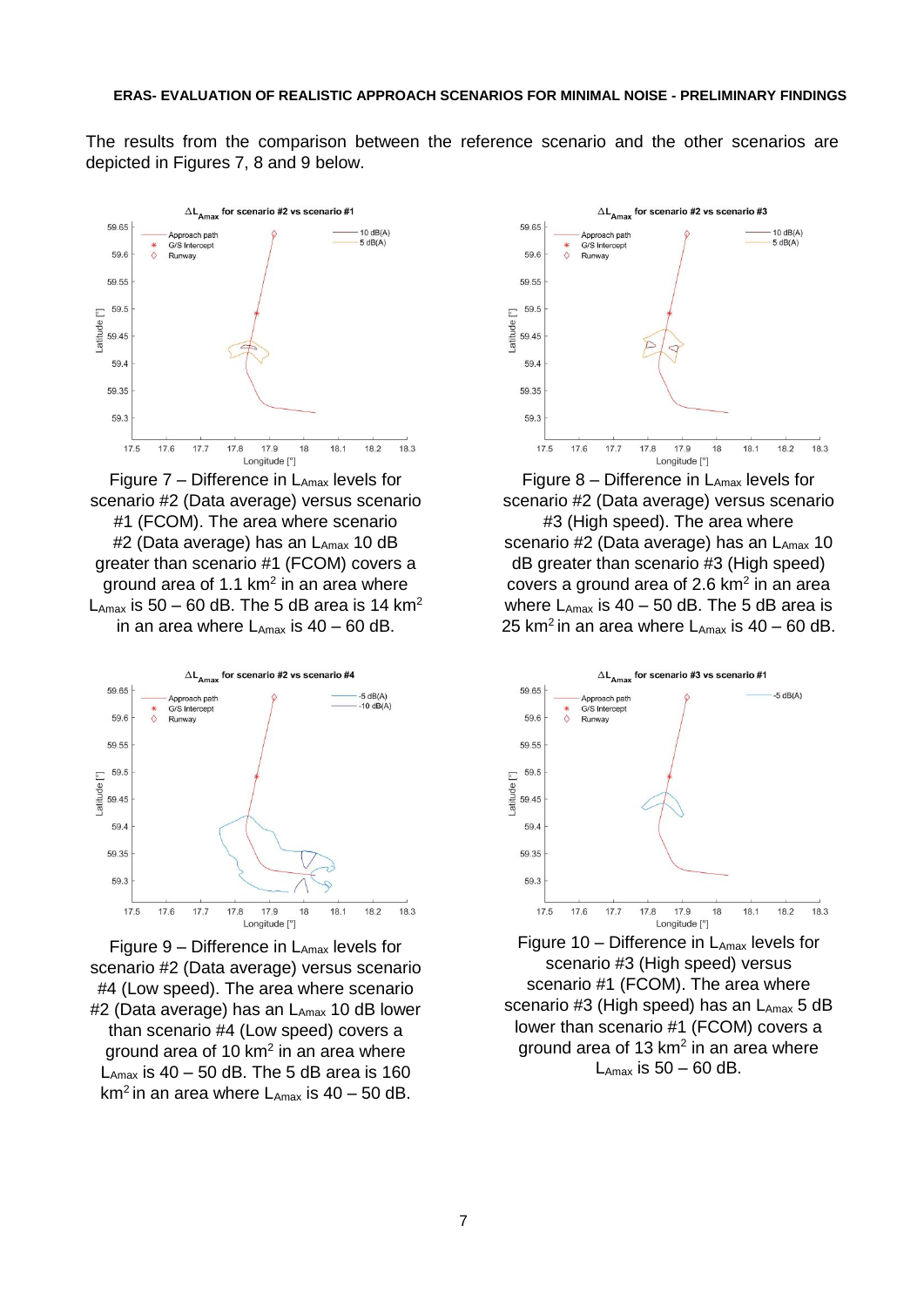The results from the comparison between the reference scenario and the other scenarios are depicted in Figures 7, 8 and 9 below.

Figure 7 – Difference in $L_{Amax}$ levels for scenario #2 (Data average) versus scenario #1 (FCOM). The area where scenario #2 (Data average) has an $L_{Amax}$ 10 dB greater than scenario #1 (FCOM) covers a ground area of 1.1 km$^2$ in an area where $L_{Amax}$ is 50 – 60 dB. The 5 dB area is 14 km$^2$ in an area where $L_{Amax}$ is 40 – 60 dB.

Figure 8 – Difference in $L_{Amax}$ levels for scenario #2 (Data average) versus scenario #3 (High speed). The area where scenario #2 (Data average) has an $L_{Amax}$ 10 dB greater than scenario #3 (High speed) covers a ground area of 2.6 km$^2$ in an area where $L_{Amax}$ is 40 – 50 dB. The 5 dB area is 25 km$^2$ in an area where $L_{Amax}$ is 40 – 60 dB.

Figure 9 – Difference in $L_{Amax}$ levels for scenario #2 (Data average) versus scenario #4 (Low speed). The area where scenario #2 (Data average) has an $L_{Amax}$ 10 dB lower than scenario #4 (Low speed) covers a ground area of 10 km$^2$ in an area where $L_{Amax}$ is 40 – 50 dB. The 5 dB area is 160 km$^2$ in an area where $L_{Amax}$ is 40 – 50 dB.

Figure 10 – Difference in $L_{Amax}$ levels for scenario #3 (High speed) versus scenario #1 (FCOM). The area where scenario #3 (High speed) has an $L_{Amax}$ 5 dB lower than scenario #1 (FCOM) covers a ground area of 13 km$^2$ in an area where $L_{Amax}$ is 50 – 60 dB.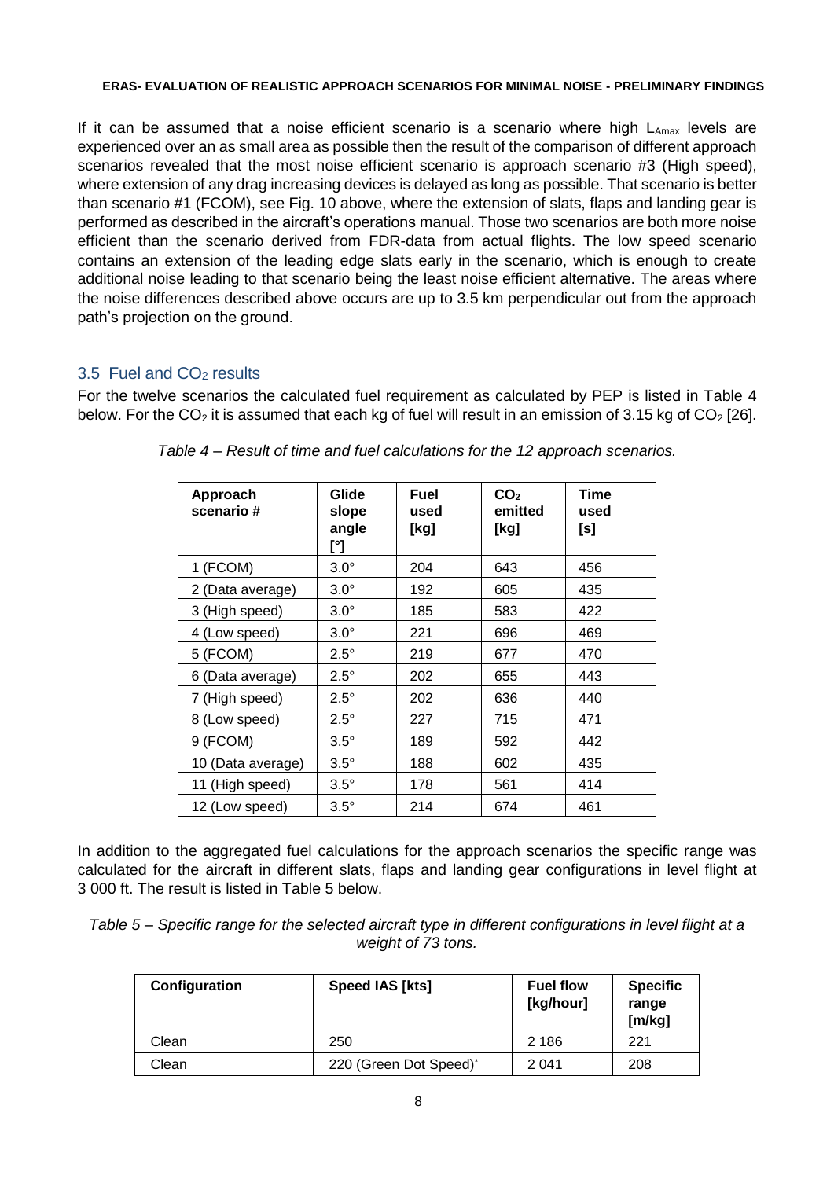If it can be assumed that a noise efficient scenario is a scenario where high $L_{Amax}$ levels are experienced over an as small area as possible then the result of the comparison of different approach scenarios revealed that the most noise efficient scenario is approach scenario #3 (High speed), where extension of any drag increasing devices is delayed as long as possible. That scenario is better than scenario #1 (FCOM), see Fig. 10 above, where the extension of slats, flaps and landing gear is performed as described in the aircraft's operations manual. Those two scenarios are both more noise efficient than the scenario derived from FDR-data from actual flights. The low speed scenario contains an extension of the leading edge slats early in the scenario, which is enough to create additional noise leading to that scenario being the least noise efficient alternative. The areas where the noise differences described above occurs are up to 3.5 km perpendicular out from the approach path's projection on the ground.

## 3.5 Fuel and $CO_2$ results

For the twelve scenarios the calculated fuel requirement as calculated by PEP is listed in Table 4 below. For the $CO_2$ it is assumed that each kg of fuel will result in an emission of 3.15 kg of $CO_2$ [26].

*Table 4 – Result of time and fuel calculations for the 12 approach scenarios.*

| Approach scenario # | Glide slope angle [°] | Fuel used [kg] | $CO_2$ emitted [kg] | Time used [s] |
|---|---|---|---|---|
| 1 (FCOM) | 3.0° | 204 | 643 | 456 |
| 2 (Data average) | 3.0° | 192 | 605 | 435 |
| 3 (High speed) | 3.0° | 185 | 583 | 422 |
| 4 (Low speed) | 3.0° | 221 | 696 | 469 |
| 5 (FCOM) | 2.5° | 219 | 677 | 470 |
| 6 (Data average) | 2.5° | 202 | 655 | 443 |
| 7 (High speed) | 2.5° | 202 | 636 | 440 |
| 8 (Low speed) | 2.5° | 227 | 715 | 471 |
| 9 (FCOM) | 3.5° | 189 | 592 | 442 |
| 10 (Data average) | 3.5° | 188 | 602 | 435 |
| 11 (High speed) | 3.5° | 178 | 561 | 414 |
| 12 (Low speed) | 3.5° | 214 | 674 | 461 |

In addition to the aggregated fuel calculations for the approach scenarios the specific range was calculated for the aircraft in different slats, flaps and landing gear configurations in level flight at 3 000 ft. The result is listed in Table 5 below.

*Table 5 – Specific range for the selected aircraft type in different configurations in level flight at a weight of 73 tons.*

| Configuration | Speed IAS [kts] | Fuel flow [kg/hour] | Specific range [m/kg] |
|---|---|---|---|
| Clean | 250 | 2 186 | 221 |
| Clean | 220 (Green Dot Speed)* | 2 041 | 208 |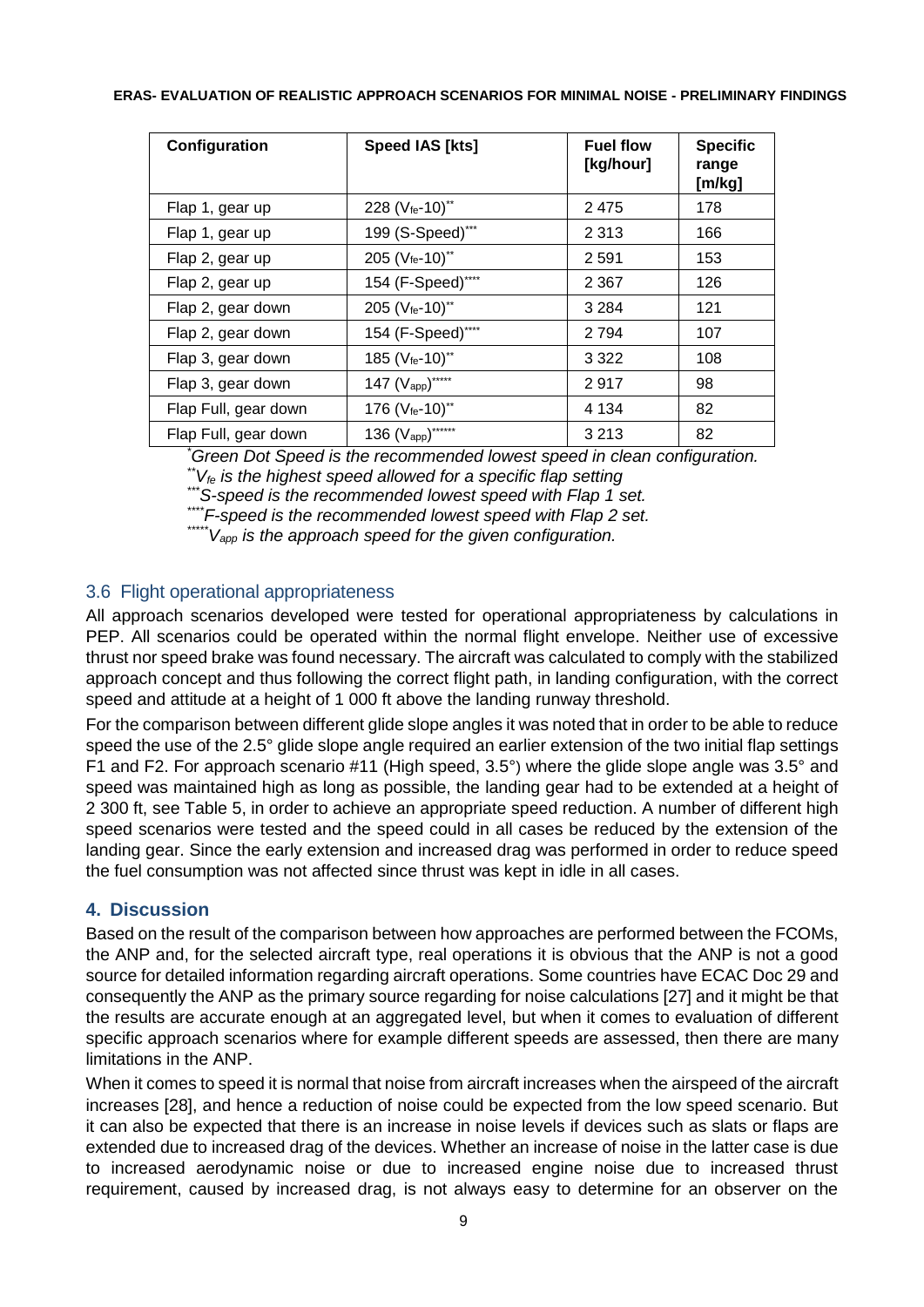| Configuration | Speed IAS [kts] | Fuel flow [kg/hour] | Specific range [m/kg] |
|---|---|---|---|
| Flap 1, gear up | 228 ($V_{fe}$-10)** | 2 475 | 178 |
| Flap 1, gear up | 199 (S-Speed)*** | 2 313 | 166 |
| Flap 2, gear up | 205 ($V_{fe}$-10)** | 2 591 | 153 |
| Flap 2, gear up | 154 (F-Speed)**** | 2 367 | 126 |
| Flap 2, gear down | 205 ($V_{fe}$-10)** | 3 284 | 121 |
| Flap 2, gear down | 154 (F-Speed)**** | 2 794 | 107 |
| Flap 3, gear down | 185 ($V_{fe}$-10)** | 3 322 | 108 |
| Flap 3, gear down | 147 ($V_{app}$)***** | 2 917 | 98 |
| Flap Full, gear down | 176 ($V_{fe}$-10)** | 4 134 | 82 |
| Flap Full, gear down | 136 ($V_{app}$)****** | 3 213 | 82 |

*Green Dot Speed is the recommended lowest speed in clean configuration.*

***$V_{fe}$ is the highest speed allowed for a specific flap setting*

****S-speed is the recommended lowest speed with Flap 1 set.*

*****F-speed is the recommended lowest speed with Flap 2 set.*

******$V_{app}$ is the approach speed for the given configuration.*

## 3.6 Flight operational appropriateness

All approach scenarios developed were tested for operational appropriateness by calculations in PEP. All scenarios could be operated within the normal flight envelope. Neither use of excessive thrust nor speed brake was found necessary. The aircraft was calculated to comply with the stabilized approach concept and thus following the correct flight path, in landing configuration, with the correct speed and attitude at a height of 1 000 ft above the landing runway threshold.

For the comparison between different glide slope angles it was noted that in order to be able to reduce speed the use of the 2.5° glide slope angle required an earlier extension of the two initial flap settings F1 and F2. For approach scenario #11 (High speed, 3.5°) where the glide slope angle was 3.5° and speed was maintained high as long as possible, the landing gear had to be extended at a height of 2 300 ft, see Table 5, in order to achieve an appropriate speed reduction. A number of different high speed scenarios were tested and the speed could in all cases be reduced by the extension of the landing gear. Since the early extension and increased drag was performed in order to reduce speed the fuel consumption was not affected since thrust was kept in idle in all cases.

# 4. Discussion

Based on the result of the comparison between how approaches are performed between the FCOMs, the ANP and, for the selected aircraft type, real operations it is obvious that the ANP is not a good source for detailed information regarding aircraft operations. Some countries have ECAC Doc 29 and consequently the ANP as the primary source regarding for noise calculations [27] and it might be that the results are accurate enough at an aggregated level, but when it comes to evaluation of different specific approach scenarios where for example different speeds are assessed, then there are many limitations in the ANP.

When it comes to speed it is normal that noise from aircraft increases when the airspeed of the aircraft increases [28], and hence a reduction of noise could be expected from the low speed scenario. But it can also be expected that there is an increase in noise levels if devices such as slats or flaps are extended due to increased drag of the devices. Whether an increase of noise in the latter case is due to increased aerodynamic noise or due to increased engine noise due to increased thrust requirement, caused by increased drag, is not always easy to determine for an observer on the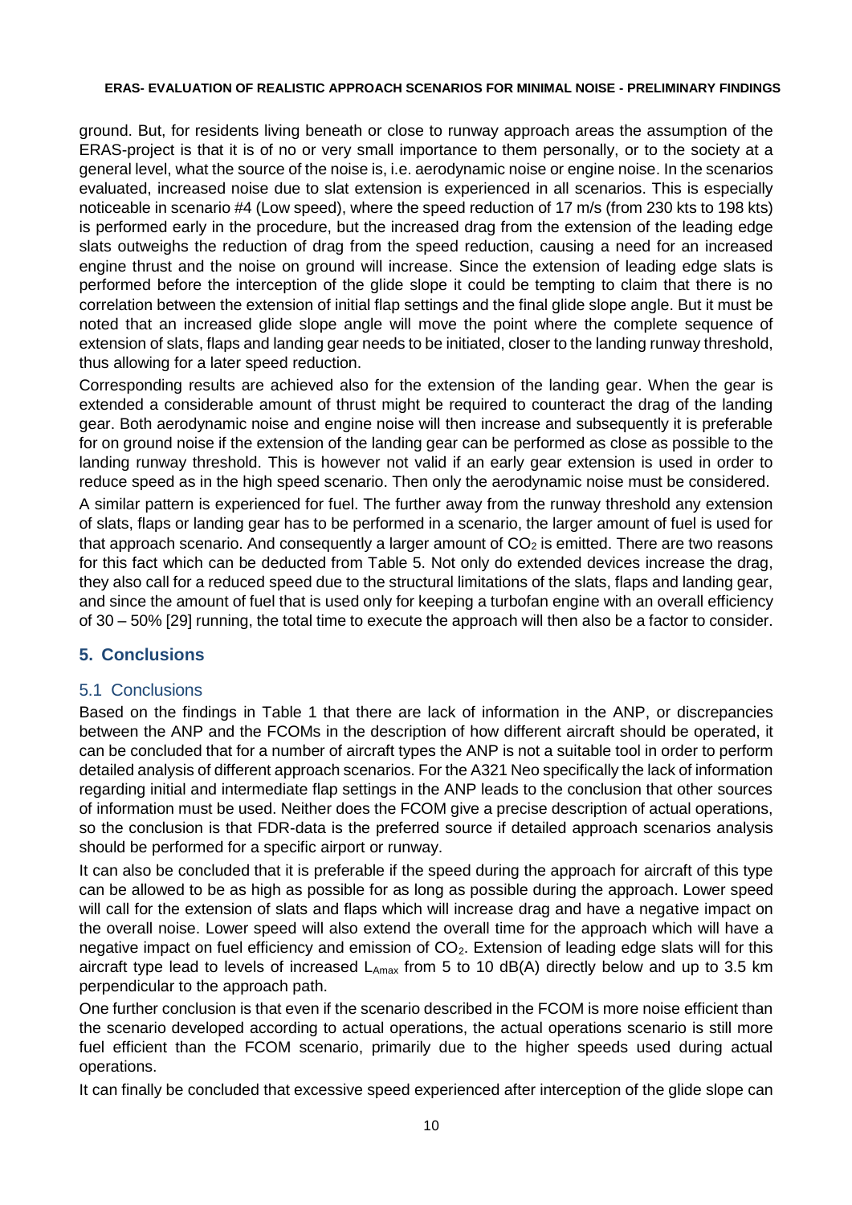ground. But, for residents living beneath or close to runway approach areas the assumption of the ERAS-project is that it is of no or very small importance to them personally, or to the society at a general level, what the source of the noise is, i.e. aerodynamic noise or engine noise. In the scenarios evaluated, increased noise due to slat extension is experienced in all scenarios. This is especially noticeable in scenario #4 (Low speed), where the speed reduction of 17 m/s (from 230 kts to 198 kts) is performed early in the procedure, but the increased drag from the extension of the leading edge slats outweighs the reduction of drag from the speed reduction, causing a need for an increased engine thrust and the noise on ground will increase. Since the extension of leading edge slats is performed before the interception of the glide slope it could be tempting to claim that there is no correlation between the extension of initial flap settings and the final glide slope angle. But it must be noted that an increased glide slope angle will move the point where the complete sequence of extension of slats, flaps and landing gear needs to be initiated, closer to the landing runway threshold, thus allowing for a later speed reduction.

Corresponding results are achieved also for the extension of the landing gear. When the gear is extended a considerable amount of thrust might be required to counteract the drag of the landing gear. Both aerodynamic noise and engine noise will then increase and subsequently it is preferable for on ground noise if the extension of the landing gear can be performed as close as possible to the landing runway threshold. This is however not valid if an early gear extension is used in order to reduce speed as in the high speed scenario. Then only the aerodynamic noise must be considered.

A similar pattern is experienced for fuel. The further away from the runway threshold any extension of slats, flaps or landing gear has to be performed in a scenario, the larger amount of fuel is used for that approach scenario. And consequently a larger amount of $CO_2$ is emitted. There are two reasons for this fact which can be deducted from Table 5. Not only do extended devices increase the drag, they also call for a reduced speed due to the structural limitations of the slats, flaps and landing gear, and since the amount of fuel that is used only for keeping a turbofan engine with an overall efficiency of 30 – 50% [29] running, the total time to execute the approach will then also be a factor to consider.

## 5. Conclusions

### 5.1 Conclusions

Based on the findings in Table 1 that there are lack of information in the ANP, or discrepancies between the ANP and the FCOMs in the description of how different aircraft should be operated, it can be concluded that for a number of aircraft types the ANP is not a suitable tool in order to perform detailed analysis of different approach scenarios. For the A321 Neo specifically the lack of information regarding initial and intermediate flap settings in the ANP leads to the conclusion that other sources of information must be used. Neither does the FCOM give a precise description of actual operations, so the conclusion is that FDR-data is the preferred source if detailed approach scenarios analysis should be performed for a specific airport or runway.

It can also be concluded that it is preferable if the speed during the approach for aircraft of this type can be allowed to be as high as possible for as long as possible during the approach. Lower speed will call for the extension of slats and flaps which will increase drag and have a negative impact on the overall noise. Lower speed will also extend the overall time for the approach which will have a negative impact on fuel efficiency and emission of $CO_2$. Extension of leading edge slats will for this aircraft type lead to levels of increased $L_{Amax}$ from 5 to 10 dB(A) directly below and up to 3.5 km perpendicular to the approach path.

One further conclusion is that even if the scenario described in the FCOM is more noise efficient than the scenario developed according to actual operations, the actual operations scenario is still more fuel efficient than the FCOM scenario, primarily due to the higher speeds used during actual operations.

It can finally be concluded that excessive speed experienced after interception of the glide slope can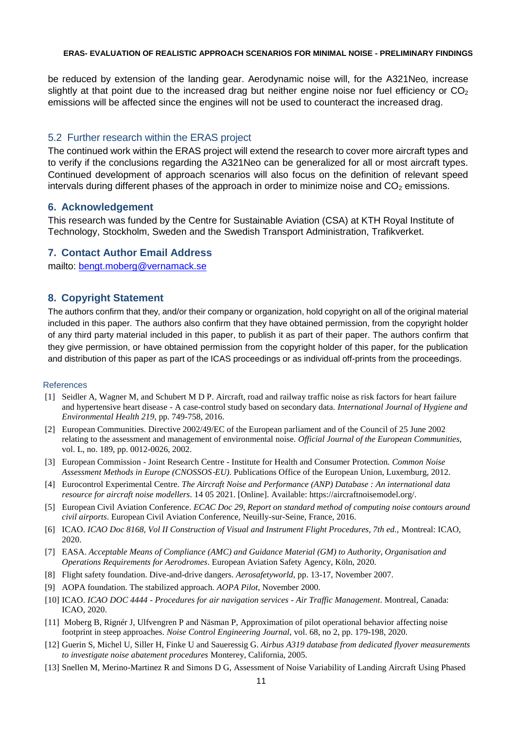be reduced by extension of the landing gear. Aerodynamic noise will, for the A321Neo, increase slightly at that point due to the increased drag but neither engine noise nor fuel efficiency or $CO_2$ emissions will be affected since the engines will not be used to counteract the increased drag.

### 5.2 Further research within the ERAS project

The continued work within the ERAS project will extend the research to cover more aircraft types and to verify if the conclusions regarding the A321Neo can be generalized for all or most aircraft types. Continued development of approach scenarios will also focus on the definition of relevant speed intervals during different phases of the approach in order to minimize noise and $CO_2$ emissions.

## 6. Acknowledgement

This research was funded by the Centre for Sustainable Aviation (CSA) at KTH Royal Institute of Technology, Stockholm, Sweden and the Swedish Transport Administration, Trafikverket.

## 7. Contact Author Email Address

mailto: bengt.moberg@vernamack.se

## 8. Copyright Statement

The authors confirm that they, and/or their company or organization, hold copyright on all of the original material included in this paper. The authors also confirm that they have obtained permission, from the copyright holder of any third party material included in this paper, to publish it as part of their paper. The authors confirm that they give permission, or have obtained permission from the copyright holder of this paper, for the publication and distribution of this paper as part of the ICAS proceedings or as individual off-prints from the proceedings.

### References

[1] Seidler A, Wagner M, and Schubert M D P. Aircraft, road and railway traffic noise as risk factors for heart failure and hypertensive heart disease - A case-control study based on secondary data. *International Journal of Hygiene and Environmental Health 219,* pp. 749-758, 2016.

[2] European Communities. Directive 2002/49/EC of the European parliament and of the Council of 25 June 2002 relating to the assessment and management of environmental noise. *Official Journal of the European Communities*, vol. L, no. 189, pp. 0012-0026, 2002.

[3] European Commission - Joint Research Centre - Institute for Health and Consumer Protection. *Common Noise Assessment Methods in Europe (CNOSSOS-EU)*. Publications Office of the European Union, Luxemburg, 2012.

[4] Eurocontrol Experimental Centre. *The Aircraft Noise and Performance (ANP) Database : An international data resource for aircraft noise modellers*. 14 05 2021. [Online]. Available: https://aircraftnoisemodel.org/.

[5] European Civil Aviation Conference. *ECAC Doc 29, Report on standard method of computing noise contours around civil airports*. European Civil Aviation Conference, Neuilly-sur-Seine, France, 2016.

[6] ICAO. *ICAO Doc 8168, Vol II Construction of Visual and Instrument Flight Procedures, 7th ed.,* Montreal: ICAO, 2020.

[7] EASA. *Acceptable Means of Compliance (AMC) and Guidance Material (GM) to Authority, Organisation and Operations Requirements for Aerodromes*. European Aviation Safety Agency, Köln, 2020.

[8] Flight safety foundation. Dive-and-drive dangers. *Aerosafetyworld,* pp. 13-17, November 2007.

[9] AOPA foundation. The stabilized approach. *AOPA Pilot,* November 2000.

[10] ICAO. *ICAO DOC 4444 - Procedures for air navigation services - Air Traffic Management*. Montreal, Canada: ICAO, 2020.

[11] Moberg B, Rignér J, Ulfvengren P and Näsman P, Approximation of pilot operational behavior affecting noise footprint in steep approaches. *Noise Control Engineering Journal,* vol. 68, no 2, pp. 179-198, 2020.

[12] Guerin S, Michel U, Siller H, Finke U and Saueressig G. *Airbus A319 database from dedicated flyover measurements to investigate noise abatement procedures* Monterey, California, 2005.

[13] Snellen M, Merino-Martinez R and Simons D G, Assessment of Noise Variability of Landing Aircraft Using Phased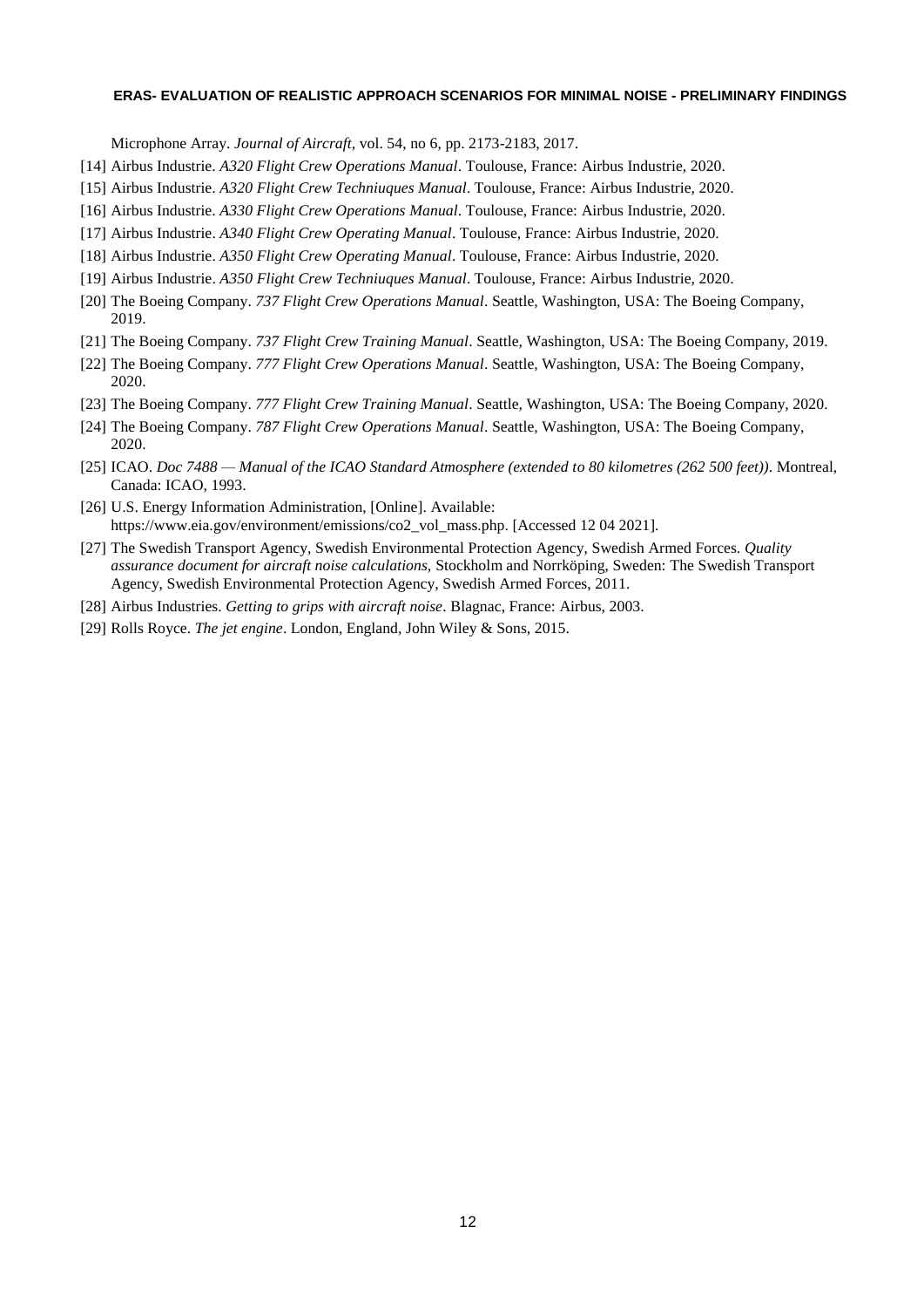Microphone Array. *Journal of Aircraft,* vol. 54, no 6, pp. 2173-2183, 2017.

[14] Airbus Industrie. *A320 Flight Crew Operations Manual*. Toulouse, France: Airbus Industrie, 2020.

[15] Airbus Industrie. *A320 Flight Crew Techniuques Manual*. Toulouse, France: Airbus Industrie, 2020.

[16] Airbus Industrie. *A330 Flight Crew Operations Manual*. Toulouse, France: Airbus Industrie, 2020.

[17] Airbus Industrie. *A340 Flight Crew Operating Manual*. Toulouse, France: Airbus Industrie, 2020.

[18] Airbus Industrie. *A350 Flight Crew Operating Manual*. Toulouse, France: Airbus Industrie, 2020.

[19] Airbus Industrie. *A350 Flight Crew Techniuques Manual*. Toulouse, France: Airbus Industrie, 2020.

[20] The Boeing Company. *737 Flight Crew Operations Manual*. Seattle, Washington, USA: The Boeing Company, 2019.

[21] The Boeing Company. *737 Flight Crew Training Manual*. Seattle, Washington, USA: The Boeing Company, 2019.

[22] The Boeing Company. *777 Flight Crew Operations Manual*. Seattle, Washington, USA: The Boeing Company, 2020.

[23] The Boeing Company. *777 Flight Crew Training Manual*. Seattle, Washington, USA: The Boeing Company, 2020.

[24] The Boeing Company. *787 Flight Crew Operations Manual*. Seattle, Washington, USA: The Boeing Company, 2020.

[25] ICAO. *Doc 7488 — Manual of the ICAO Standard Atmosphere (extended to 80 kilometres (262 500 feet))*. Montreal, Canada: ICAO, 1993.

[26] U.S. Energy Information Administration, [Online]. Available: https://www.eia.gov/environment/emissions/co2_vol_mass.php. [Accessed 12 04 2021].

[27] The Swedish Transport Agency, Swedish Environmental Protection Agency, Swedish Armed Forces. *Quality assurance document for aircraft noise calculations,* Stockholm and Norrköping, Sweden: The Swedish Transport Agency, Swedish Environmental Protection Agency, Swedish Armed Forces, 2011.

[28] Airbus Industries. *Getting to grips with aircraft noise*. Blagnac, France: Airbus, 2003.

[29] Rolls Royce. *The jet engine*. London, England, John Wiley & Sons, 2015.